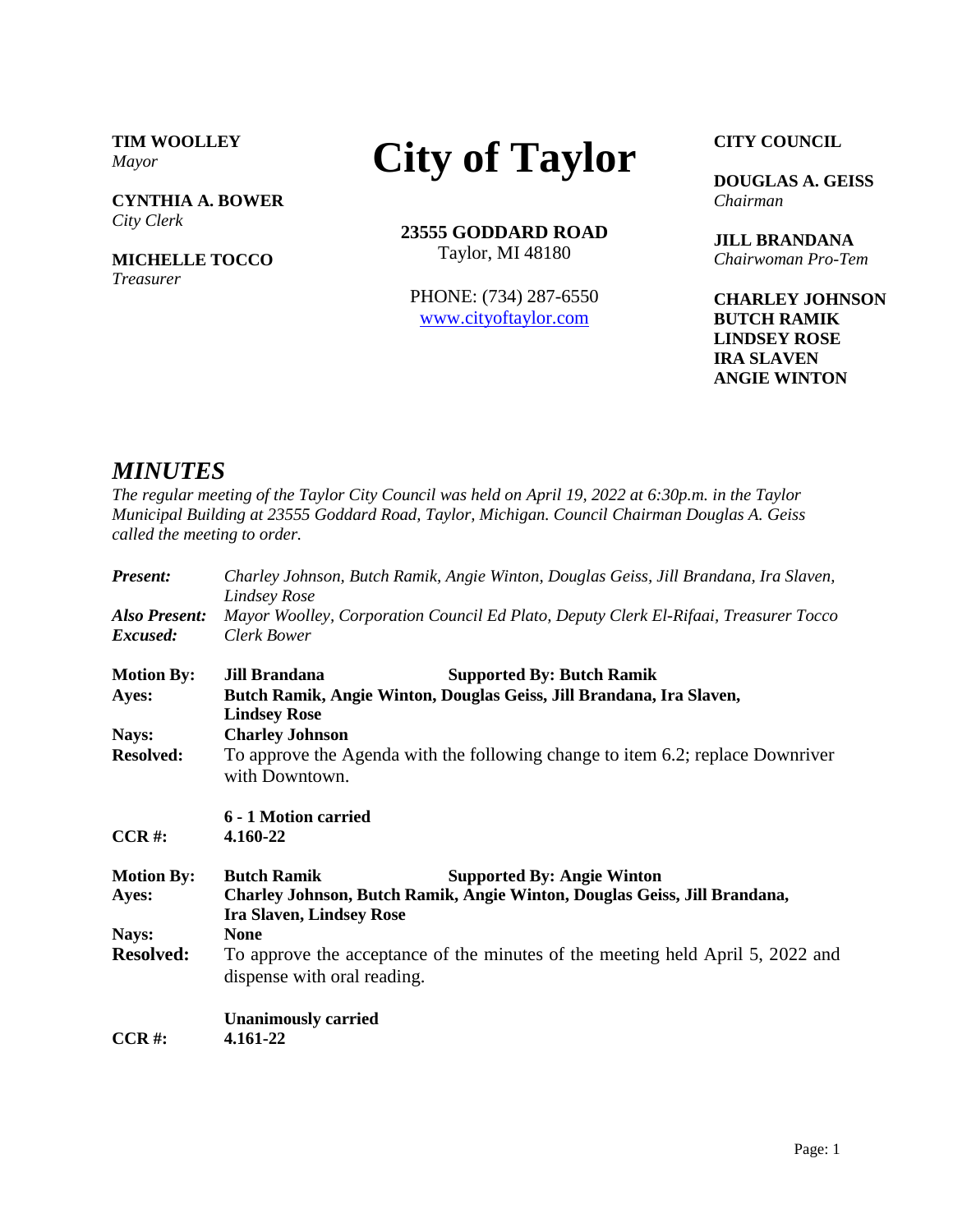**TIM WOOLLEY**
*Mayor*

**CYNTHIA A. BOWER**
*City Clerk*

**MICHELLE TOCCO**
*Treasurer*

# City of Taylor

**23555 GODDARD ROAD**
Taylor, MI 48180

PHONE: (734) 287-6550
www.cityoftaylor.com

**CITY COUNCIL**

**DOUGLAS A. GEISS**
*Chairman*

**JILL BRANDANA**
*Chairwoman Pro-Tem*

**CHARLEY JOHNSON**
**BUTCH RAMIK**
**LINDSEY ROSE**
**IRA SLAVEN**
**ANGIE WINTON**

## *MINUTES*

*The regular meeting of the Taylor City Council was held on April 19, 2022 at 6:30p.m. in the Taylor Municipal Building at 23555 Goddard Road, Taylor, Michigan. Council Chairman Douglas A. Geiss called the meeting to order.*

***Present:*** *Charley Johnson, Butch Ramik, Angie Winton, Douglas Geiss, Jill Brandana, Ira Slaven, Lindsey Rose*
***Also Present:*** *Mayor Woolley, Corporation Council Ed Plato, Deputy Clerk El-Rifaai, Treasurer Tocco*
***Excused:*** *Clerk Bower*

**Motion By:** **Jill Brandana** **Supported By: Butch Ramik**
**Ayes:** **Butch Ramik, Angie Winton, Douglas Geiss, Jill Brandana, Ira Slaven, Lindsey Rose**
**Nays:** **Charley Johnson**
**Resolved:** To approve the Agenda with the following change to item 6.2; replace Downriver with Downtown.

**6 - 1 Motion carried**
**CCR #:** **4.160-22**

**Motion By:** **Butch Ramik** **Supported By: Angie Winton**
**Ayes:** **Charley Johnson, Butch Ramik, Angie Winton, Douglas Geiss, Jill Brandana, Ira Slaven, Lindsey Rose**
**Nays:** **None**
**Resolved:** To approve the acceptance of the minutes of the meeting held April 5, 2022 and dispense with oral reading.

**Unanimously carried**
**CCR #:** **4.161-22**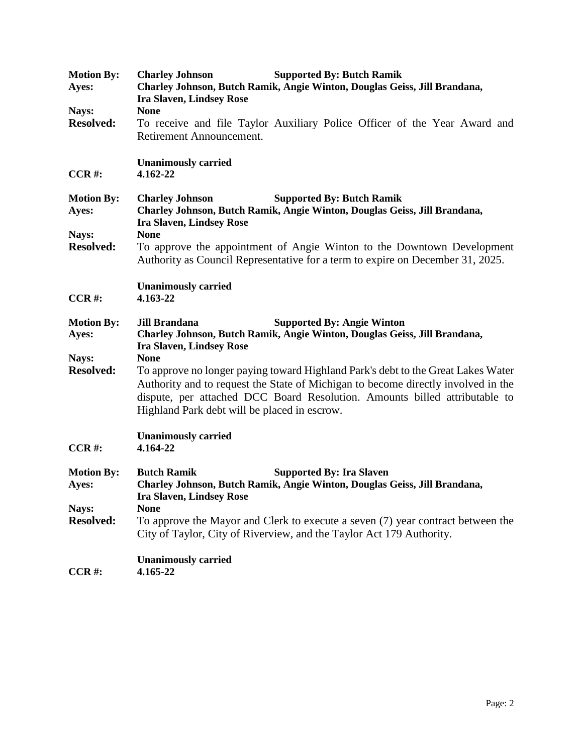**Motion By:** **Charley Johnson** **Supported By: Butch Ramik**
**Ayes:** **Charley Johnson, Butch Ramik, Angie Winton, Douglas Geiss, Jill Brandana, Ira Slaven, Lindsey Rose**
**Nays:** **None**
**Resolved:** To receive and file Taylor Auxiliary Police Officer of the Year Award and Retirement Announcement.

**Unanimously carried**
**CCR #:** **4.162-22**

**Motion By:** **Charley Johnson** **Supported By: Butch Ramik**
**Ayes:** **Charley Johnson, Butch Ramik, Angie Winton, Douglas Geiss, Jill Brandana, Ira Slaven, Lindsey Rose**
**Nays:** **None**
**Resolved:** To approve the appointment of Angie Winton to the Downtown Development Authority as Council Representative for a term to expire on December 31, 2025.

**Unanimously carried**
**CCR #:** **4.163-22**

**Motion By:** **Jill Brandana** **Supported By: Angie Winton**
**Ayes:** **Charley Johnson, Butch Ramik, Angie Winton, Douglas Geiss, Jill Brandana, Ira Slaven, Lindsey Rose**
**Nays:** **None**
**Resolved:** To approve no longer paying toward Highland Park's debt to the Great Lakes Water Authority and to request the State of Michigan to become directly involved in the dispute, per attached DCC Board Resolution. Amounts billed attributable to Highland Park debt will be placed in escrow.

**Unanimously carried**
**CCR #:** **4.164-22**

**Motion By:** **Butch Ramik** **Supported By: Ira Slaven**
**Ayes:** **Charley Johnson, Butch Ramik, Angie Winton, Douglas Geiss, Jill Brandana, Ira Slaven, Lindsey Rose**
**Nays:** **None**
**Resolved:** To approve the Mayor and Clerk to execute a seven (7) year contract between the City of Taylor, City of Riverview, and the Taylor Act 179 Authority.

**Unanimously carried**
**CCR #:** **4.165-22**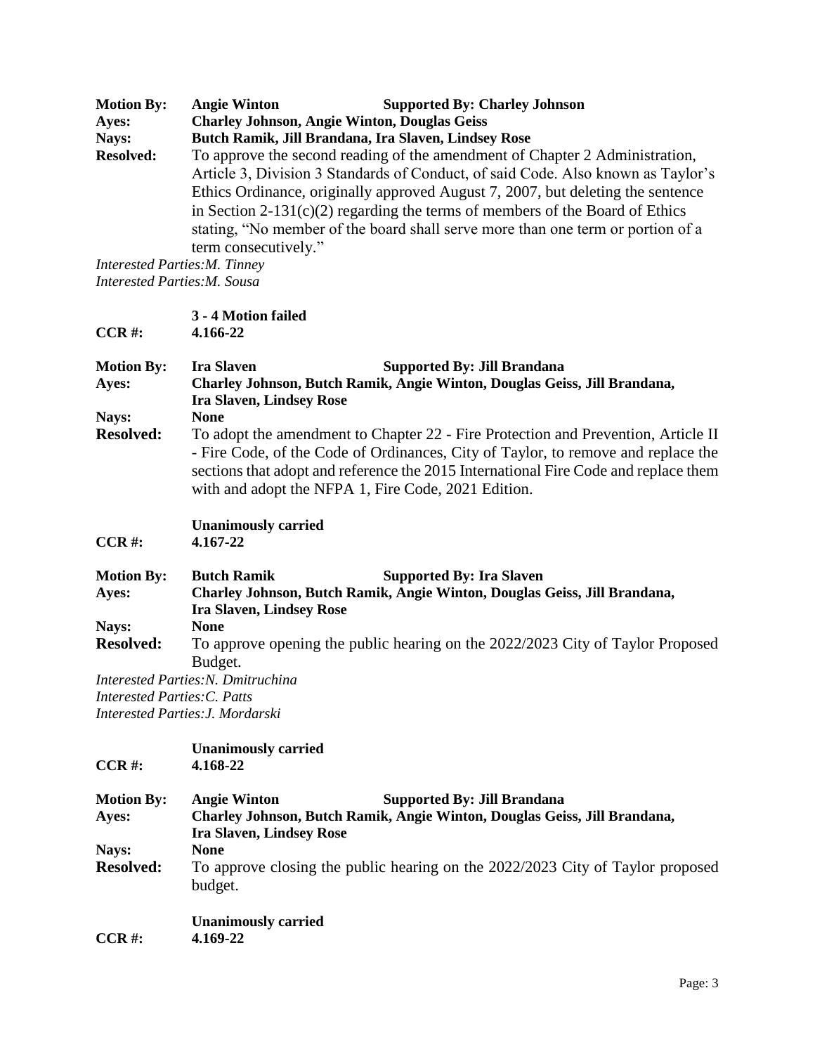**Motion By:** **Angie Winton** **Supported By: Charley Johnson**
**Ayes:** **Charley Johnson, Angie Winton, Douglas Geiss**
**Nays:** **Butch Ramik, Jill Brandana, Ira Slaven, Lindsey Rose**
**Resolved:** To approve the second reading of the amendment of Chapter 2 Administration, Article 3, Division 3 Standards of Conduct, of said Code. Also known as Taylor's Ethics Ordinance, originally approved August 7, 2007, but deleting the sentence in Section 2-131(c)(2) regarding the terms of members of the Board of Ethics stating, "No member of the board shall serve more than one term or portion of a term consecutively."

*Interested Parties:M. Tinney*
*Interested Parties:M. Sousa*

**3 - 4 Motion failed**
**CCR #:** **4.166-22**

**Motion By:** **Ira Slaven** **Supported By: Jill Brandana**
**Ayes:** **Charley Johnson, Butch Ramik, Angie Winton, Douglas Geiss, Jill Brandana, Ira Slaven, Lindsey Rose**
**Nays:** **None**
**Resolved:** To adopt the amendment to Chapter 22 - Fire Protection and Prevention, Article II - Fire Code, of the Code of Ordinances, City of Taylor, to remove and replace the sections that adopt and reference the 2015 International Fire Code and replace them with and adopt the NFPA 1, Fire Code, 2021 Edition.

**Unanimously carried**
**CCR #:** **4.167-22**

**Motion By:** **Butch Ramik** **Supported By: Ira Slaven**
**Ayes:** **Charley Johnson, Butch Ramik, Angie Winton, Douglas Geiss, Jill Brandana, Ira Slaven, Lindsey Rose**
**Nays:** **None**
**Resolved:** To approve opening the public hearing on the 2022/2023 City of Taylor Proposed Budget.

*Interested Parties:N. Dmitruchina*
*Interested Parties:C. Patts*
*Interested Parties:J. Mordarski*

**Unanimously carried**
**CCR #:** **4.168-22**

**Motion By:** **Angie Winton** **Supported By: Jill Brandana**
**Ayes:** **Charley Johnson, Butch Ramik, Angie Winton, Douglas Geiss, Jill Brandana, Ira Slaven, Lindsey Rose**
**Nays:** **None**
**Resolved:** To approve closing the public hearing on the 2022/2023 City of Taylor proposed budget.

**Unanimously carried**
**CCR #:** **4.169-22**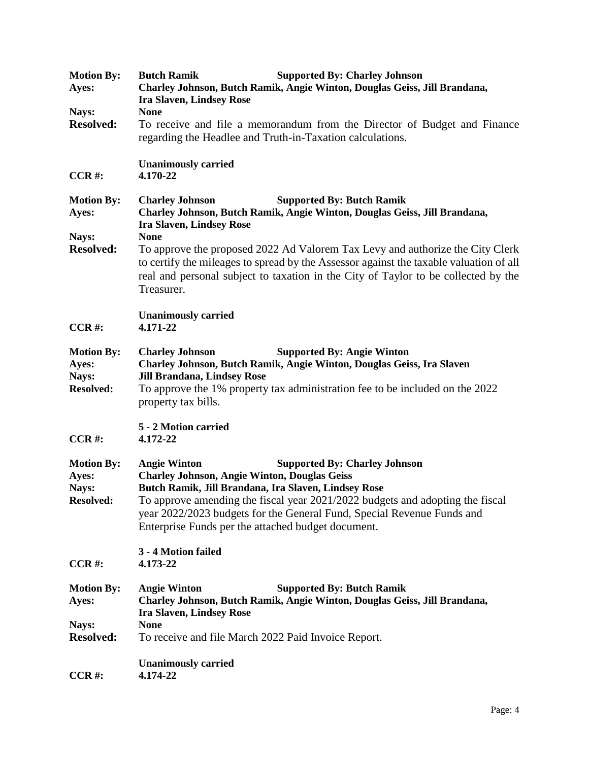**Motion By:** **Butch Ramik** **Supported By: Charley Johnson**
**Ayes:** **Charley Johnson, Butch Ramik, Angie Winton, Douglas Geiss, Jill Brandana, Ira Slaven, Lindsey Rose**
**Nays:** **None**
**Resolved:** To receive and file a memorandum from the Director of Budget and Finance regarding the Headlee and Truth-in-Taxation calculations.

**Unanimously carried**
**CCR #:** **4.170-22**

**Motion By:** **Charley Johnson** **Supported By: Butch Ramik**
**Ayes:** **Charley Johnson, Butch Ramik, Angie Winton, Douglas Geiss, Jill Brandana, Ira Slaven, Lindsey Rose**
**Nays:** **None**
**Resolved:** To approve the proposed 2022 Ad Valorem Tax Levy and authorize the City Clerk to certify the mileages to spread by the Assessor against the taxable valuation of all real and personal subject to taxation in the City of Taylor to be collected by the Treasurer.

**Unanimously carried**
**CCR #:** **4.171-22**

**Motion By:** **Charley Johnson** **Supported By: Angie Winton**
**Ayes:** **Charley Johnson, Butch Ramik, Angie Winton, Douglas Geiss, Ira Slaven**
**Nays:** **Jill Brandana, Lindsey Rose**
**Resolved:** To approve the 1% property tax administration fee to be included on the 2022 property tax bills.

**5 - 2 Motion carried**
**CCR #:** **4.172-22**

**Motion By:** **Angie Winton** **Supported By: Charley Johnson**
**Ayes:** **Charley Johnson, Angie Winton, Douglas Geiss**
**Nays:** **Butch Ramik, Jill Brandana, Ira Slaven, Lindsey Rose**
**Resolved:** To approve amending the fiscal year 2021/2022 budgets and adopting the fiscal year 2022/2023 budgets for the General Fund, Special Revenue Funds and Enterprise Funds per the attached budget document.

**3 - 4 Motion failed**
**CCR #:** **4.173-22**

**Motion By:** **Angie Winton** **Supported By: Butch Ramik**
**Ayes:** **Charley Johnson, Butch Ramik, Angie Winton, Douglas Geiss, Jill Brandana, Ira Slaven, Lindsey Rose**
**Nays:** **None**
**Resolved:** To receive and file March 2022 Paid Invoice Report.

**Unanimously carried**
**CCR #:** **4.174-22**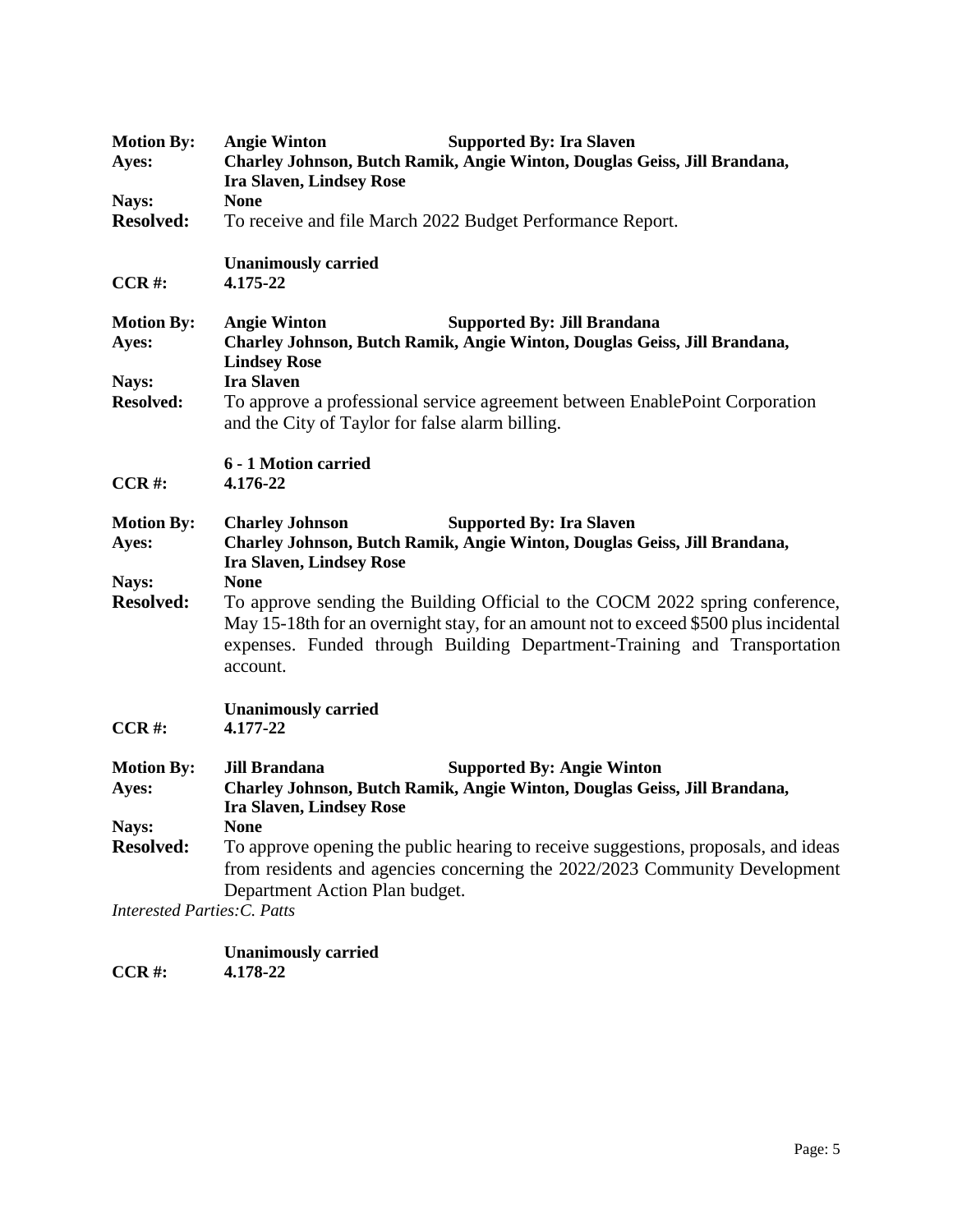**Motion By:** **Angie Winton** **Supported By: Ira Slaven**
**Ayes:** **Charley Johnson, Butch Ramik, Angie Winton, Douglas Geiss, Jill Brandana, Ira Slaven, Lindsey Rose**
**Nays:** **None**
**Resolved:** To receive and file March 2022 Budget Performance Report.

**Unanimously carried**
**CCR #:** **4.175-22**

**Motion By:** **Angie Winton** **Supported By: Jill Brandana**
**Ayes:** **Charley Johnson, Butch Ramik, Angie Winton, Douglas Geiss, Jill Brandana, Lindsey Rose**
**Nays:** **Ira Slaven**
**Resolved:** To approve a professional service agreement between EnablePoint Corporation and the City of Taylor for false alarm billing.

**6 - 1 Motion carried**
**CCR #:** **4.176-22**

**Motion By:** **Charley Johnson** **Supported By: Ira Slaven**
**Ayes:** **Charley Johnson, Butch Ramik, Angie Winton, Douglas Geiss, Jill Brandana, Ira Slaven, Lindsey Rose**
**Nays:** **None**
**Resolved:** To approve sending the Building Official to the COCM 2022 spring conference, May 15-18th for an overnight stay, for an amount not to exceed $500 plus incidental expenses. Funded through Building Department-Training and Transportation account.

**Unanimously carried**
**CCR #:** **4.177-22**

**Motion By:** **Jill Brandana** **Supported By: Angie Winton**
**Ayes:** **Charley Johnson, Butch Ramik, Angie Winton, Douglas Geiss, Jill Brandana, Ira Slaven, Lindsey Rose**
**Nays:** **None**
**Resolved:** To approve opening the public hearing to receive suggestions, proposals, and ideas from residents and agencies concerning the 2022/2023 Community Development Department Action Plan budget.

*Interested Parties:C. Patts*

**Unanimously carried**
**CCR #:** **4.178-22**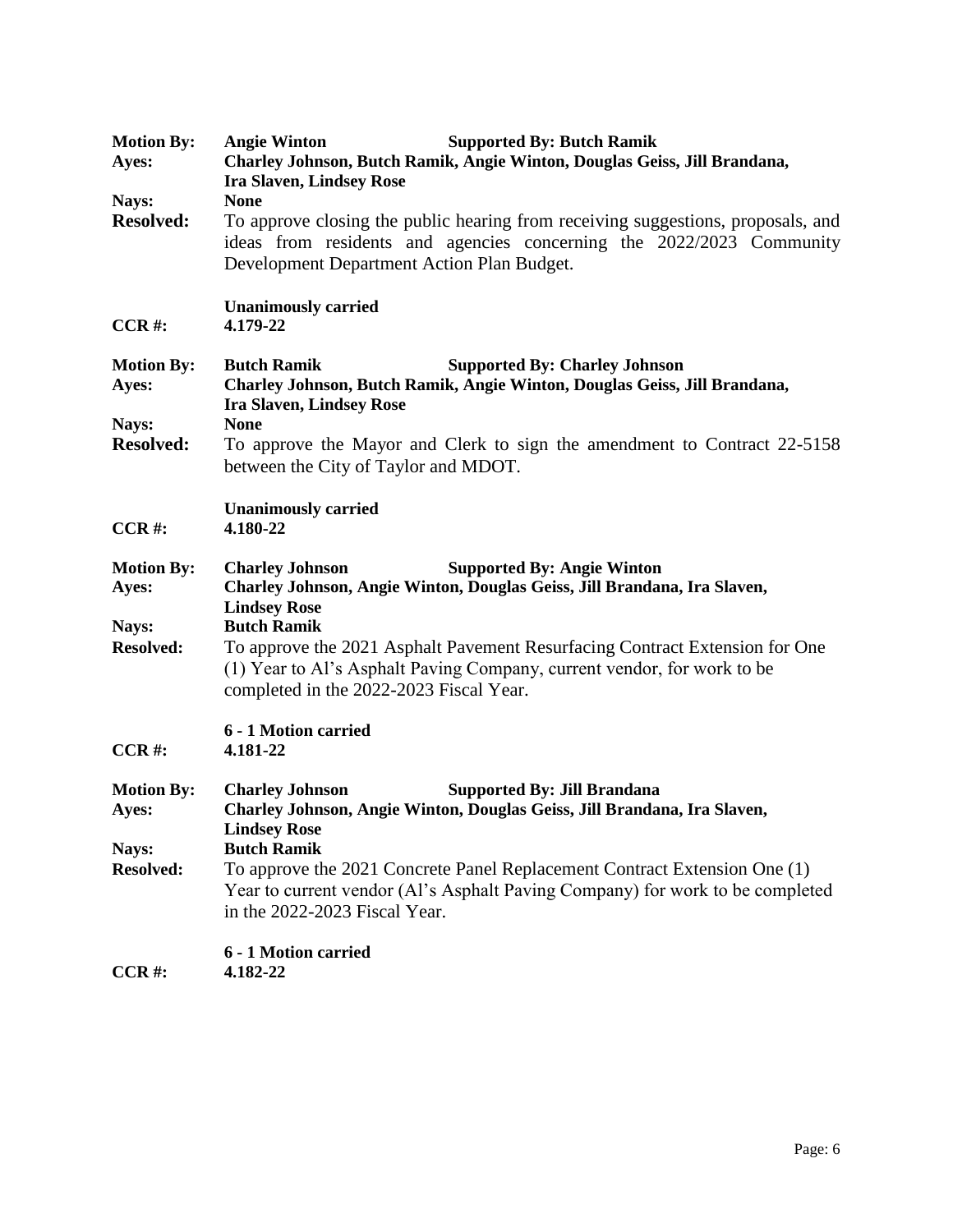**Motion By:** **Angie Winton** **Supported By: Butch Ramik**
**Ayes:** **Charley Johnson, Butch Ramik, Angie Winton, Douglas Geiss, Jill Brandana, Ira Slaven, Lindsey Rose**
**Nays:** **None**
**Resolved:** To approve closing the public hearing from receiving suggestions, proposals, and ideas from residents and agencies concerning the 2022/2023 Community Development Department Action Plan Budget.

**Unanimously carried**
**CCR #:** **4.179-22**

**Motion By:** **Butch Ramik** **Supported By: Charley Johnson**
**Ayes:** **Charley Johnson, Butch Ramik, Angie Winton, Douglas Geiss, Jill Brandana, Ira Slaven, Lindsey Rose**
**Nays:** **None**
**Resolved:** To approve the Mayor and Clerk to sign the amendment to Contract 22-5158 between the City of Taylor and MDOT.

**Unanimously carried**
**CCR #:** **4.180-22**

**Motion By:** **Charley Johnson** **Supported By: Angie Winton**
**Ayes:** **Charley Johnson, Angie Winton, Douglas Geiss, Jill Brandana, Ira Slaven, Lindsey Rose**
**Nays:** **Butch Ramik**
**Resolved:** To approve the 2021 Asphalt Pavement Resurfacing Contract Extension for One (1) Year to Al's Asphalt Paving Company, current vendor, for work to be completed in the 2022-2023 Fiscal Year.

**6 - 1 Motion carried**
**CCR #:** **4.181-22**

**Motion By:** **Charley Johnson** **Supported By: Jill Brandana**
**Ayes:** **Charley Johnson, Angie Winton, Douglas Geiss, Jill Brandana, Ira Slaven, Lindsey Rose**
**Nays:** **Butch Ramik**
**Resolved:** To approve the 2021 Concrete Panel Replacement Contract Extension One (1) Year to current vendor (Al's Asphalt Paving Company) for work to be completed in the 2022-2023 Fiscal Year.

**6 - 1 Motion carried**
**CCR #:** **4.182-22**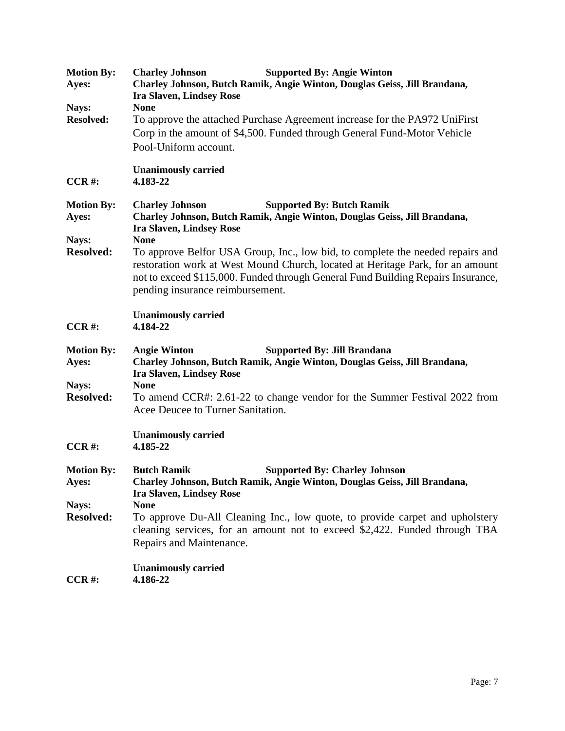**Motion By:** **Charley Johnson** **Supported By: Angie Winton**
**Ayes:** **Charley Johnson, Butch Ramik, Angie Winton, Douglas Geiss, Jill Brandana, Ira Slaven, Lindsey Rose**
**Nays:** **None**
**Resolved:** To approve the attached Purchase Agreement increase for the PA972 UniFirst Corp in the amount of $4,500. Funded through General Fund-Motor Vehicle Pool-Uniform account.

**Unanimously carried**
**CCR #:** **4.183-22**

**Motion By:** **Charley Johnson** **Supported By: Butch Ramik**
**Ayes:** **Charley Johnson, Butch Ramik, Angie Winton, Douglas Geiss, Jill Brandana, Ira Slaven, Lindsey Rose**
**Nays:** **None**
**Resolved:** To approve Belfor USA Group, Inc., low bid, to complete the needed repairs and restoration work at West Mound Church, located at Heritage Park, for an amount not to exceed $115,000. Funded through General Fund Building Repairs Insurance, pending insurance reimbursement.

**Unanimously carried**
**CCR #:** **4.184-22**

**Motion By:** **Angie Winton** **Supported By: Jill Brandana**
**Ayes:** **Charley Johnson, Butch Ramik, Angie Winton, Douglas Geiss, Jill Brandana, Ira Slaven, Lindsey Rose**
**Nays:** **None**
**Resolved:** To amend CCR#: 2.61-22 to change vendor for the Summer Festival 2022 from Acee Deucee to Turner Sanitation.

**Unanimously carried**
**CCR #:** **4.185-22**

**Motion By:** **Butch Ramik** **Supported By: Charley Johnson**
**Ayes:** **Charley Johnson, Butch Ramik, Angie Winton, Douglas Geiss, Jill Brandana, Ira Slaven, Lindsey Rose**
**Nays:** **None**
**Resolved:** To approve Du-All Cleaning Inc., low quote, to provide carpet and upholstery cleaning services, for an amount not to exceed $2,422. Funded through TBA Repairs and Maintenance.

**Unanimously carried**
**CCR #:** **4.186-22**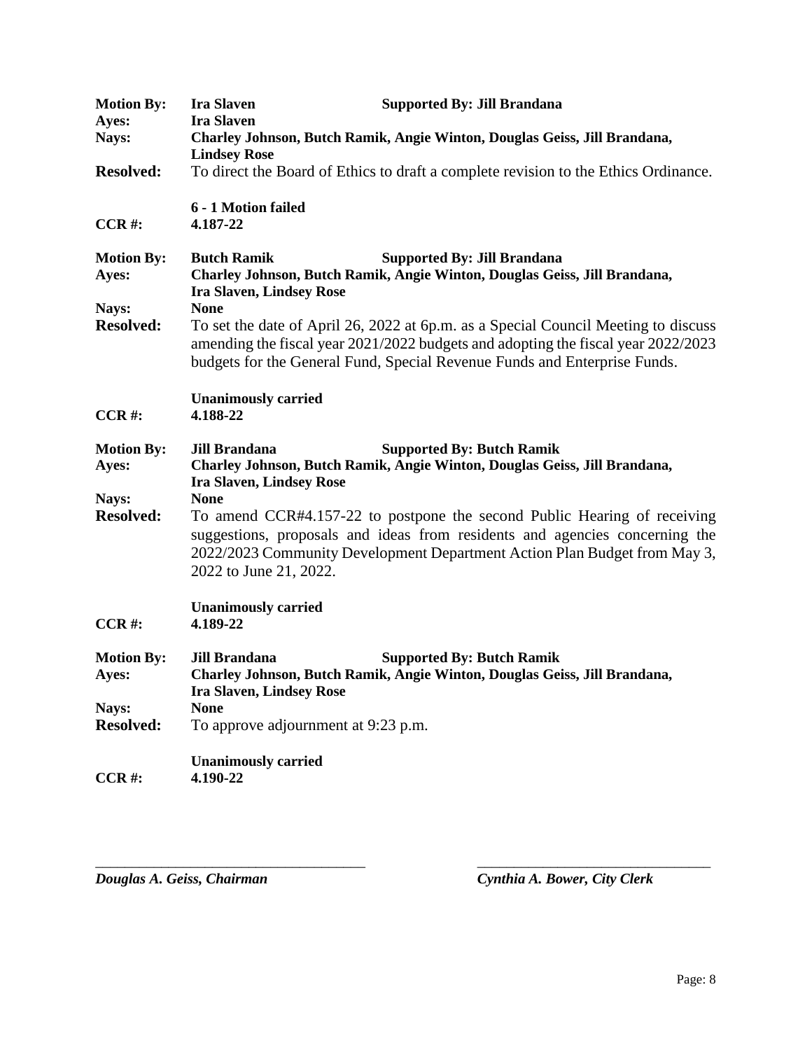**Motion By:** **Ira Slaven** **Supported By: Jill Brandana**
**Ayes:** **Ira Slaven**
**Nays:** **Charley Johnson, Butch Ramik, Angie Winton, Douglas Geiss, Jill Brandana, Lindsey Rose**
**Resolved:** To direct the Board of Ethics to draft a complete revision to the Ethics Ordinance.

**6 - 1 Motion failed**
**CCR #:** **4.187-22**

**Motion By:** **Butch Ramik** **Supported By: Jill Brandana**
**Ayes:** **Charley Johnson, Butch Ramik, Angie Winton, Douglas Geiss, Jill Brandana, Ira Slaven, Lindsey Rose**
**Nays:** **None**
**Resolved:** To set the date of April 26, 2022 at 6p.m. as a Special Council Meeting to discuss amending the fiscal year 2021/2022 budgets and adopting the fiscal year 2022/2023 budgets for the General Fund, Special Revenue Funds and Enterprise Funds.

**Unanimously carried**
**CCR #:** **4.188-22**

**Motion By:** **Jill Brandana** **Supported By: Butch Ramik**
**Ayes:** **Charley Johnson, Butch Ramik, Angie Winton, Douglas Geiss, Jill Brandana, Ira Slaven, Lindsey Rose**
**Nays:** **None**
**Resolved:** To amend CCR#4.157-22 to postpone the second Public Hearing of receiving suggestions, proposals and ideas from residents and agencies concerning the 2022/2023 Community Development Department Action Plan Budget from May 3, 2022 to June 21, 2022.

**Unanimously carried**
**CCR #:** **4.189-22**

**Motion By:** **Jill Brandana** **Supported By: Butch Ramik**
**Ayes:** **Charley Johnson, Butch Ramik, Angie Winton, Douglas Geiss, Jill Brandana, Ira Slaven, Lindsey Rose**
**Nays:** **None**
**Resolved:** To approve adjournment at 9:23 p.m.

**Unanimously carried**
**CCR #:** **4.190-22**

_____________________________________ _________________________________

***Douglas A. Geiss, Chairman*** ***Cynthia A. Bower, City Clerk***